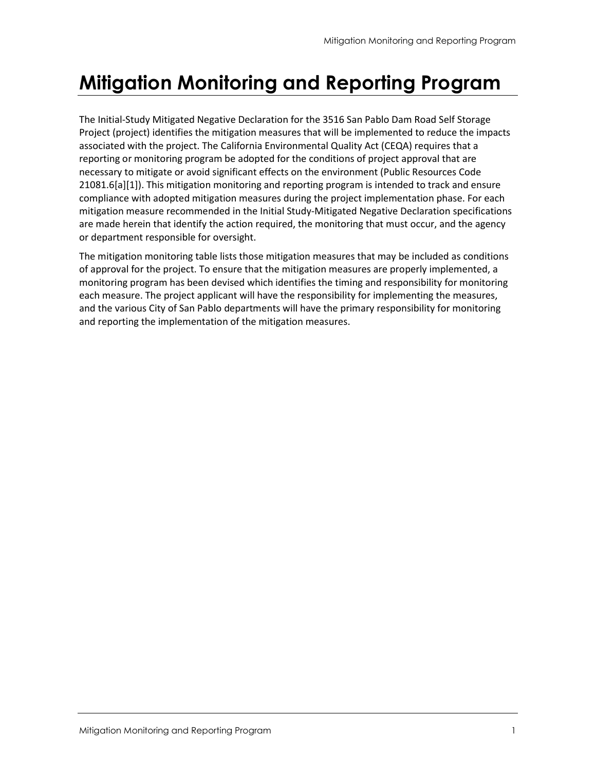# Mitigation Monitoring and Reporting Program

The Initial-Study Mitigated Negative Declaration for the 3516 San Pablo Dam Road Self Storage Project (project) identifies the mitigation measures that will be implemented to reduce the impacts associated with the project. The California Environmental Quality Act (CEQA) requires that a reporting or monitoring program be adopted for the conditions of project approval that are necessary to mitigate or avoid significant effects on the environment (Public Resources Code 21081.6[a][1]). This mitigation monitoring and reporting program is intended to track and ensure compliance with adopted mitigation measures during the project implementation phase. For each mitigation measure recommended in the Initial Study-Mitigated Negative Declaration specifications are made herein that identify the action required, the monitoring that must occur, and the agency or department responsible for oversight.

The mitigation monitoring table lists those mitigation measures that may be included as conditions of approval for the project. To ensure that the mitigation measures are properly implemented, a monitoring program has been devised which identifies the timing and responsibility for monitoring each measure. The project applicant will have the responsibility for implementing the measures, and the various City of San Pablo departments will have the primary responsibility for monitoring and reporting the implementation of the mitigation measures.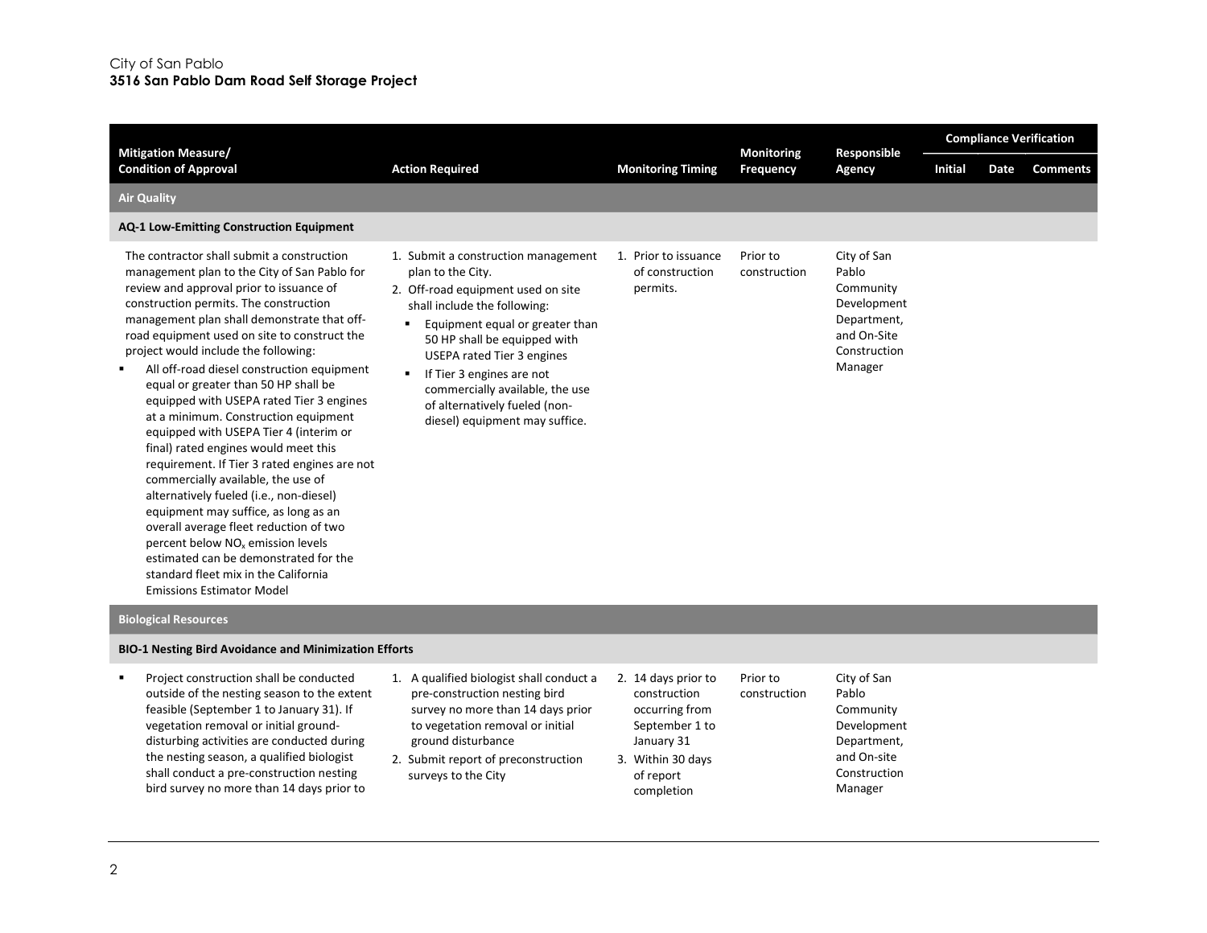| Mitigation Measure/ Condition of Approval | Action Required | Monitoring Timing | Monitoring Frequency | Responsible Agency | Compliance Verification | | |
|---|---|---|---|---|---|---|---|
| | | | | | Initial | Date | Comments |
| **Air Quality** | | | | | | | |
| **AQ-1 Low-Emitting Construction Equipment** | | | | | | | |
| The contractor shall submit a construction management plan to the City of San Pablo for review and approval prior to issuance of construction permits. The construction management plan shall demonstrate that off-road equipment used on site to construct the project would include the following:<br>▪ All off-road diesel construction equipment equal or greater than 50 HP shall be equipped with USEPA rated Tier 3 engines at a minimum. Construction equipment equipped with USEPA Tier 4 (interim or final) rated engines would meet this requirement. If Tier 3 rated engines are not commercially available, the use of alternatively fueled (i.e., non-diesel) equipment may suffice, as long as an overall average fleet reduction of two percent below $NO_x$ emission levels estimated can be demonstrated for the standard fleet mix in the California Emissions Estimator Model | 1. Submit a construction management plan to the City.<br>2. Off-road equipment used on site shall include the following:<br>▪ Equipment equal or greater than 50 HP shall be equipped with USEPA rated Tier 3 engines<br>▪ If Tier 3 engines are not commercially available, the use of alternatively fueled (non-diesel) equipment may suffice. | 1. Prior to issuance of construction permits. | Prior to construction | City of San Pablo Community Development Department, and On-Site Construction Manager | | | |
| **Biological Resources** | | | | | | | |
| **BIO-1 Nesting Bird Avoidance and Minimization Efforts** | | | | | | | |
| ▪ Project construction shall be conducted outside of the nesting season to the extent feasible (September 1 to January 31). If vegetation removal or initial ground-disturbing activities are conducted during the nesting season, a qualified biologist shall conduct a pre-construction nesting bird survey no more than 14 days prior to | 1. A qualified biologist shall conduct a pre-construction nesting bird survey no more than 14 days prior to vegetation removal or initial ground disturbance<br>2. Submit report of preconstruction surveys to the City | 2. 14 days prior to construction occurring from September 1 to January 31<br>3. Within 30 days of report completion | Prior to construction | City of San Pablo Community Development Department, and On-site Construction Manager | | | |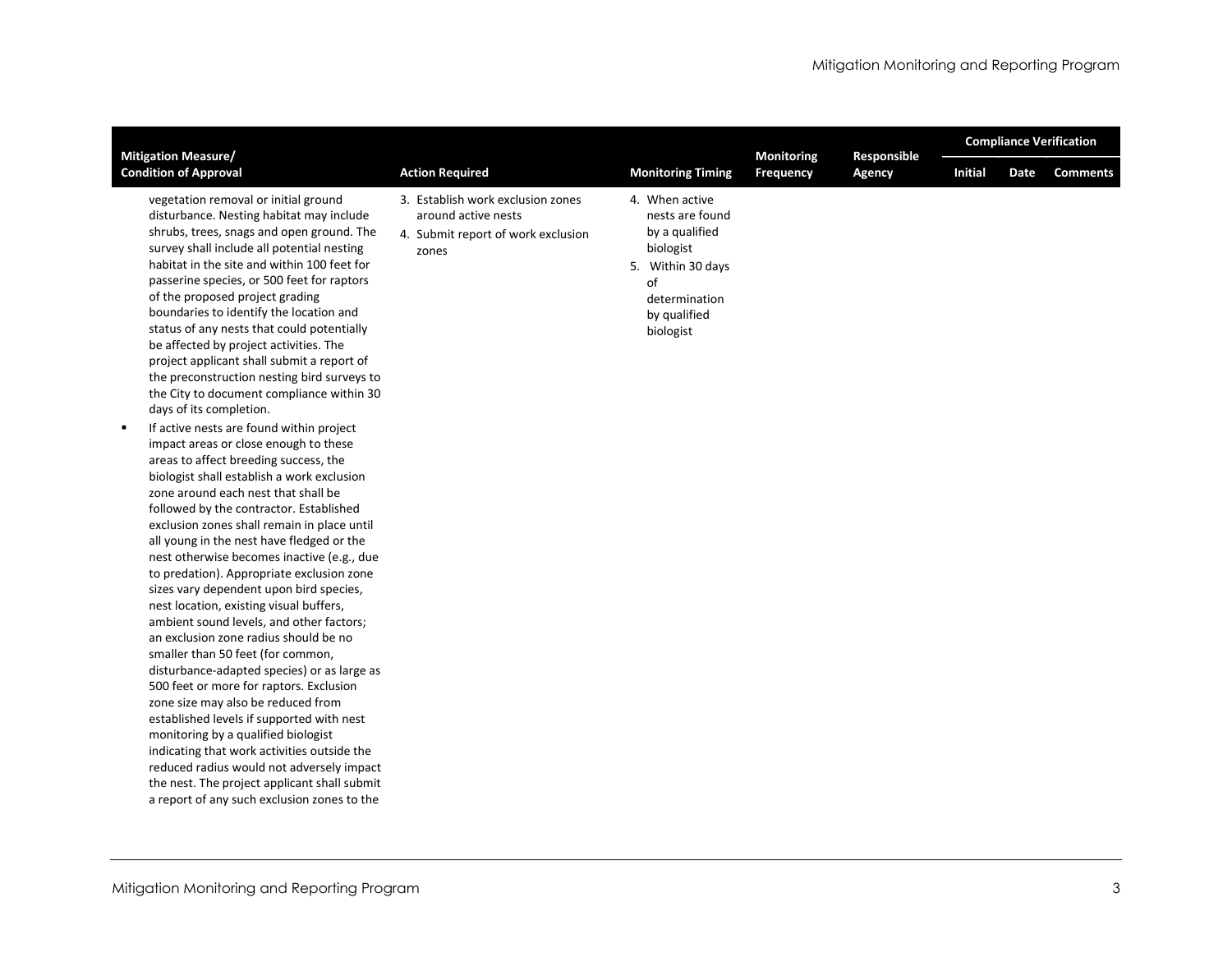| Mitigation Measure/ Condition of Approval | Action Required | Monitoring Timing | Monitoring Frequency | Responsible Agency | Compliance Verification | | |
|---|---|---|---|---|---|---|---|
| | | | | | Initial | Date | Comments |
| vegetation removal or initial ground disturbance. Nesting habitat may include shrubs, trees, snags and open ground. The survey shall include all potential nesting habitat in the site and within 100 feet for passerine species, or 500 feet for raptors of the proposed project grading boundaries to identify the location and status of any nests that could potentially be affected by project activities. The project applicant shall submit a report of the preconstruction nesting bird surveys to the City to document compliance within 30 days of its completion.<br>▪ If active nests are found within project impact areas or close enough to these areas to affect breeding success, the biologist shall establish a work exclusion zone around each nest that shall be followed by the contractor. Established exclusion zones shall remain in place until all young in the nest have fledged or the nest otherwise becomes inactive (e.g., due to predation). Appropriate exclusion zone sizes vary dependent upon bird species, nest location, existing visual buffers, ambient sound levels, and other factors; an exclusion zone radius should be no smaller than 50 feet (for common, disturbance-adapted species) or as large as 500 feet or more for raptors. Exclusion zone size may also be reduced from established levels if supported with nest monitoring by a qualified biologist indicating that work activities outside the reduced radius would not adversely impact the nest. The project applicant shall submit a report of any such exclusion zones to the | 3. Establish work exclusion zones around active nests<br>4. Submit report of work exclusion zones | 4. When active nests are found by a qualified biologist<br>5. Within 30 days of determination by qualified biologist | | | | | |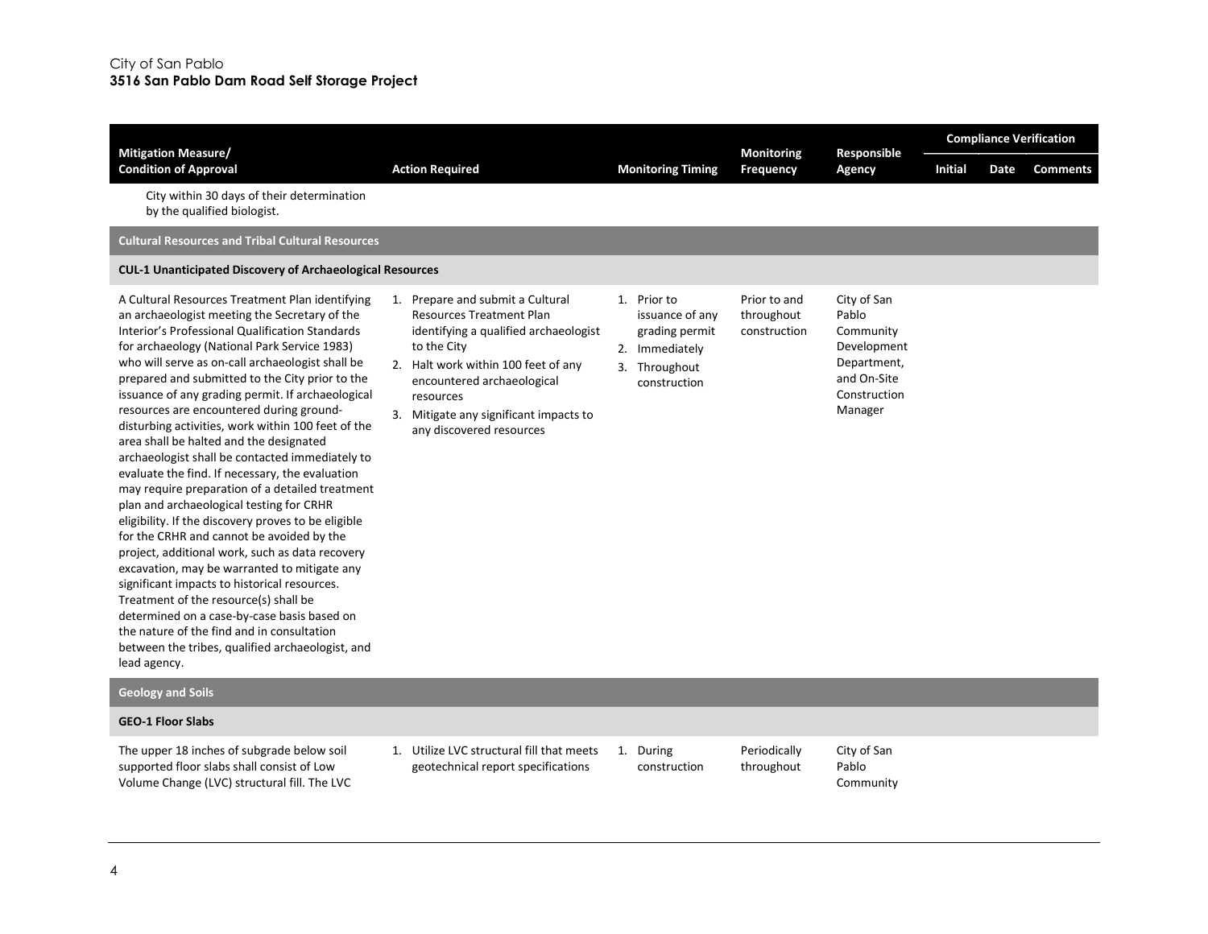| Mitigation Measure/ Condition of Approval | Action Required | Monitoring Timing | Monitoring Frequency | Responsible Agency | Compliance Verification | | |
|---|---|---|---|---|---|---|---|
| | | | | | Initial | Date | Comments |
| City within 30 days of their determination by the qualified biologist. | | | | | | | |
| **Cultural Resources and Tribal Cultural Resources** | | | | | | | |
| **CUL-1 Unanticipated Discovery of Archaeological Resources** | | | | | | | |
| A Cultural Resources Treatment Plan identifying an archaeologist meeting the Secretary of the Interior's Professional Qualification Standards for archaeology (National Park Service 1983) who will serve as on-call archaeologist shall be prepared and submitted to the City prior to the issuance of any grading permit. If archaeological resources are encountered during ground-disturbing activities, work within 100 feet of the area shall be halted and the designated archaeologist shall be contacted immediately to evaluate the find. If necessary, the evaluation may require preparation of a detailed treatment plan and archaeological testing for CRHR eligibility. If the discovery proves to be eligible for the CRHR and cannot be avoided by the project, additional work, such as data recovery excavation, may be warranted to mitigate any significant impacts to historical resources. Treatment of the resource(s) shall be determined on a case-by-case basis based on the nature of the find and in consultation between the tribes, qualified archaeologist, and lead agency. | 1. Prepare and submit a Cultural Resources Treatment Plan identifying a qualified archaeologist to the City<br>2. Halt work within 100 feet of any encountered archaeological resources<br>3. Mitigate any significant impacts to any discovered resources | 1. Prior to issuance of any grading permit<br>2. Immediately<br>3. Throughout construction | Prior to and throughout construction | City of San Pablo Community Development Department, and On-Site Construction Manager | | | |
| **Geology and Soils** | | | | | | | |
| **GEO-1 Floor Slabs** | | | | | | | |
| The upper 18 inches of subgrade below soil supported floor slabs shall consist of Low Volume Change (LVC) structural fill. The LVC | 1. Utilize LVC structural fill that meets geotechnical report specifications | 1. During construction | Periodically throughout | City of San Pablo Community | | | |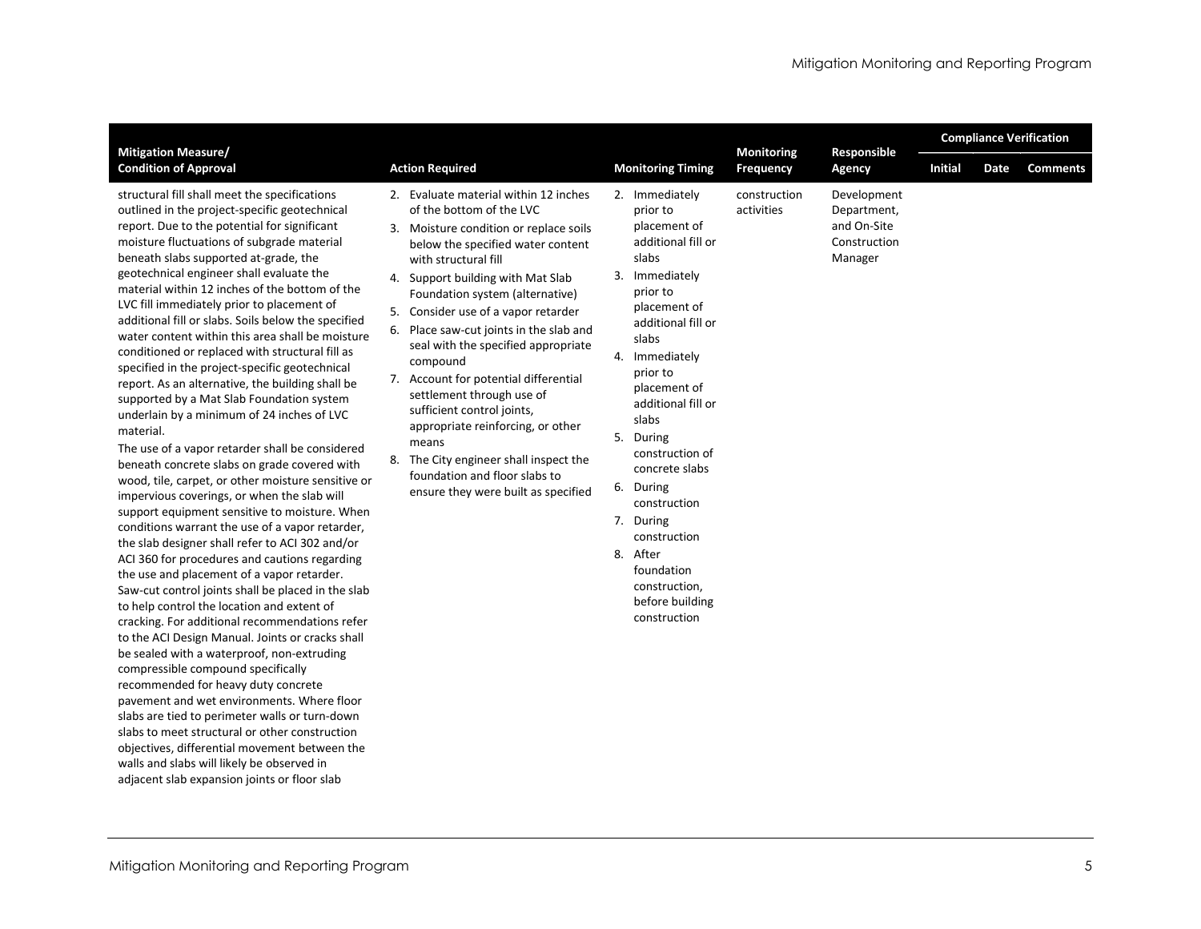| Mitigation Measure/ Condition of Approval | Action Required | Monitoring Timing | Monitoring Frequency | Responsible Agency | Compliance Verification | | |
|---|---|---|---|---|---|---|---|
| | | | | | Initial | Date | Comments |
| structural fill shall meet the specifications outlined in the project-specific geotechnical report. Due to the potential for significant moisture fluctuations of subgrade material beneath slabs supported at-grade, the geotechnical engineer shall evaluate the material within 12 inches of the bottom of the LVC fill immediately prior to placement of additional fill or slabs. Soils below the specified water content within this area shall be moisture conditioned or replaced with structural fill as specified in the project-specific geotechnical report. As an alternative, the building shall be supported by a Mat Slab Foundation system underlain by a minimum of 24 inches of LVC material.<br>The use of a vapor retarder shall be considered beneath concrete slabs on grade covered with wood, tile, carpet, or other moisture sensitive or impervious coverings, or when the slab will support equipment sensitive to moisture. When conditions warrant the use of a vapor retarder, the slab designer shall refer to ACI 302 and/or ACI 360 for procedures and cautions regarding the use and placement of a vapor retarder. Saw-cut control joints shall be placed in the slab to help control the location and extent of cracking. For additional recommendations refer to the ACI Design Manual. Joints or cracks shall be sealed with a waterproof, non-extruding compressible compound specifically recommended for heavy duty concrete pavement and wet environments. Where floor slabs are tied to perimeter walls or turn-down slabs to meet structural or other construction objectives, differential movement between the walls and slabs will likely be observed in adjacent slab expansion joints or floor slab | 2. Evaluate material within 12 inches of the bottom of the LVC<br>3. Moisture condition or replace soils below the specified water content with structural fill<br>4. Support building with Mat Slab Foundation system (alternative)<br>5. Consider use of a vapor retarder<br>6. Place saw-cut joints in the slab and seal with the specified appropriate compound<br>7. Account for potential differential settlement through use of sufficient control joints, appropriate reinforcing, or other means<br>8. The City engineer shall inspect the foundation and floor slabs to ensure they were built as specified | 2. Immediately prior to placement of additional fill or slabs<br>3. Immediately prior to placement of additional fill or slabs<br>4. Immediately prior to placement of additional fill or slabs<br>5. During construction of concrete slabs<br>6. During construction<br>7. During construction<br>8. After foundation construction, before building construction | construction activities | Development Department, and On-Site Construction Manager | | | |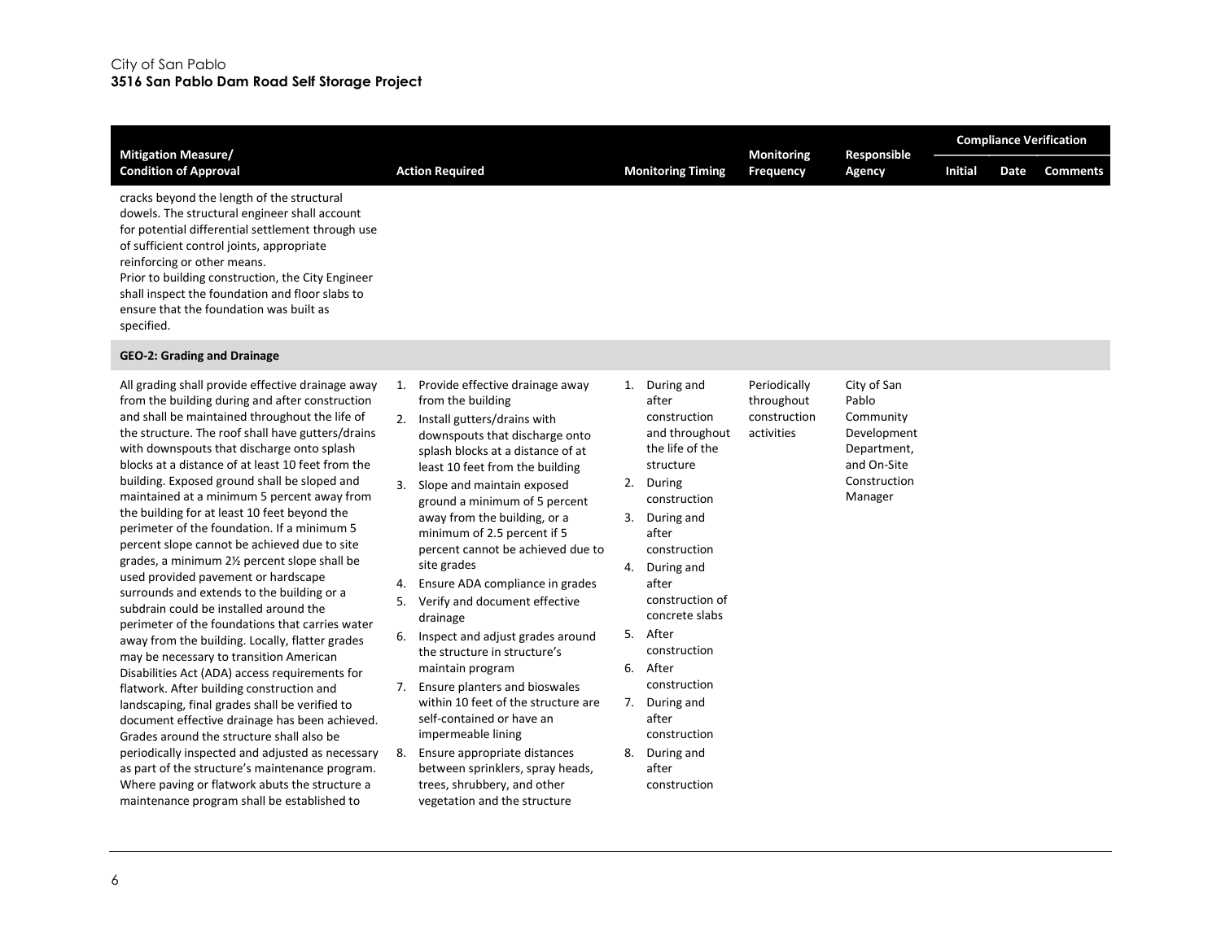| Mitigation Measure/ Condition of Approval | Action Required | Monitoring Timing | Monitoring Frequency | Responsible Agency | Compliance Verification | | |
|---|---|---|---|---|---|---|---|
| | | | | | Initial | Date | Comments |
| cracks beyond the length of the structural dowels. The structural engineer shall account for potential differential settlement through use of sufficient control joints, appropriate reinforcing or other means.<br>Prior to building construction, the City Engineer shall inspect the foundation and floor slabs to ensure that the foundation was built as specified. | | | | | | | |
| **GEO-2: Grading and Drainage** | | | | | | | |
| All grading shall provide effective drainage away from the building during and after construction and shall be maintained throughout the life of the structure. The roof shall have gutters/drains with downspouts that discharge onto splash blocks at a distance of at least 10 feet from the building. Exposed ground shall be sloped and maintained at a minimum 5 percent away from the building for at least 10 feet beyond the perimeter of the foundation. If a minimum 5 percent slope cannot be achieved due to site grades, a minimum 2½ percent slope shall be used provided pavement or hardscape surrounds and extends to the building or a subdrain could be installed around the perimeter of the foundations that carries water away from the building. Locally, flatter grades may be necessary to transition American Disabilities Act (ADA) access requirements for flatwork. After building construction and landscaping, final grades shall be verified to document effective drainage has been achieved. Grades around the structure shall also be periodically inspected and adjusted as necessary as part of the structure's maintenance program. Where paving or flatwork abuts the structure a maintenance program shall be established to | 1. Provide effective drainage away from the building<br>2. Install gutters/drains with downspouts that discharge onto splash blocks at a distance of at least 10 feet from the building<br>3. Slope and maintain exposed ground a minimum of 5 percent away from the building, or a minimum of 2.5 percent if 5 percent cannot be achieved due to site grades<br>4. Ensure ADA compliance in grades<br>5. Verify and document effective drainage<br>6. Inspect and adjust grades around the structure in structure's maintain program<br>7. Ensure planters and bioswales within 10 feet of the structure are self-contained or have an impermeable lining<br>8. Ensure appropriate distances between sprinklers, spray heads, trees, shrubbery, and other vegetation and the structure | 1. During and after construction and throughout the life of the structure<br>2. During construction<br>3. During and after construction<br>4. During and after construction of concrete slabs<br>5. After construction<br>6. After construction<br>7. During and after construction<br>8. During and after construction | Periodically throughout construction activities | City of San Pablo Community Development Department, and On-Site Construction Manager | | | |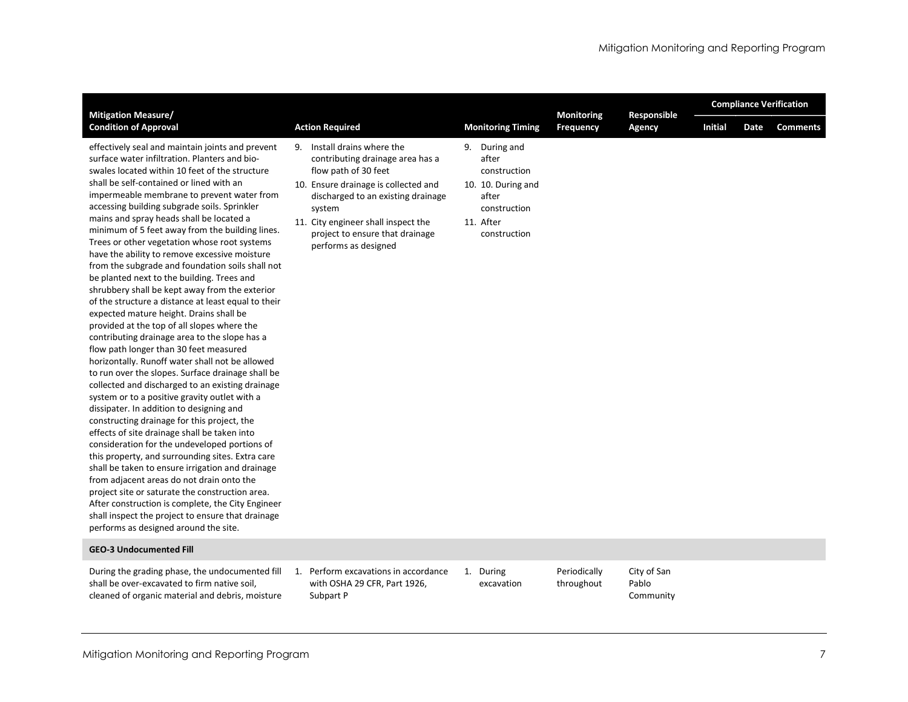| Mitigation Measure/ Condition of Approval | Action Required | Monitoring Timing | Monitoring Frequency | Responsible Agency | Compliance Verification | | |
|---|---|---|---|---|---|---|---|
| | | | | | Initial | Date | Comments |
| effectively seal and maintain joints and prevent surface water infiltration. Planters and bio-swales located within 10 feet of the structure shall be self-contained or lined with an impermeable membrane to prevent water from accessing building subgrade soils. Sprinkler mains and spray heads shall be located a minimum of 5 feet away from the building lines. Trees or other vegetation whose root systems have the ability to remove excessive moisture from the subgrade and foundation soils shall not be planted next to the building. Trees and shrubbery shall be kept away from the exterior of the structure a distance at least equal to their expected mature height. Drains shall be provided at the top of all slopes where the contributing drainage area to the slope has a flow path longer than 30 feet measured horizontally. Runoff water shall not be allowed to run over the slopes. Surface drainage shall be collected and discharged to an existing drainage system or to a positive gravity outlet with a dissipater. In addition to designing and constructing drainage for this project, the effects of site drainage shall be taken into consideration for the undeveloped portions of this property, and surrounding sites. Extra care shall be taken to ensure irrigation and drainage from adjacent areas do not drain onto the project site or saturate the construction area. After construction is complete, the City Engineer shall inspect the project to ensure that drainage performs as designed around the site. | 9. Install drains where the contributing drainage area has a flow path of 30 feet<br>10. Ensure drainage is collected and discharged to an existing drainage system<br>11. City engineer shall inspect the project to ensure that drainage performs as designed | 9. During and after construction<br>10. 10. During and after construction<br>11. After construction | | | | | |
| **GEO-3 Undocumented Fill** | | | | | | | |
| During the grading phase, the undocumented fill shall be over-excavated to firm native soil, cleaned of organic material and debris, moisture | 1. Perform excavations in accordance with OSHA 29 CFR, Part 1926, Subpart P | 1. During excavation | Periodically throughout | City of San Pablo Community | | | |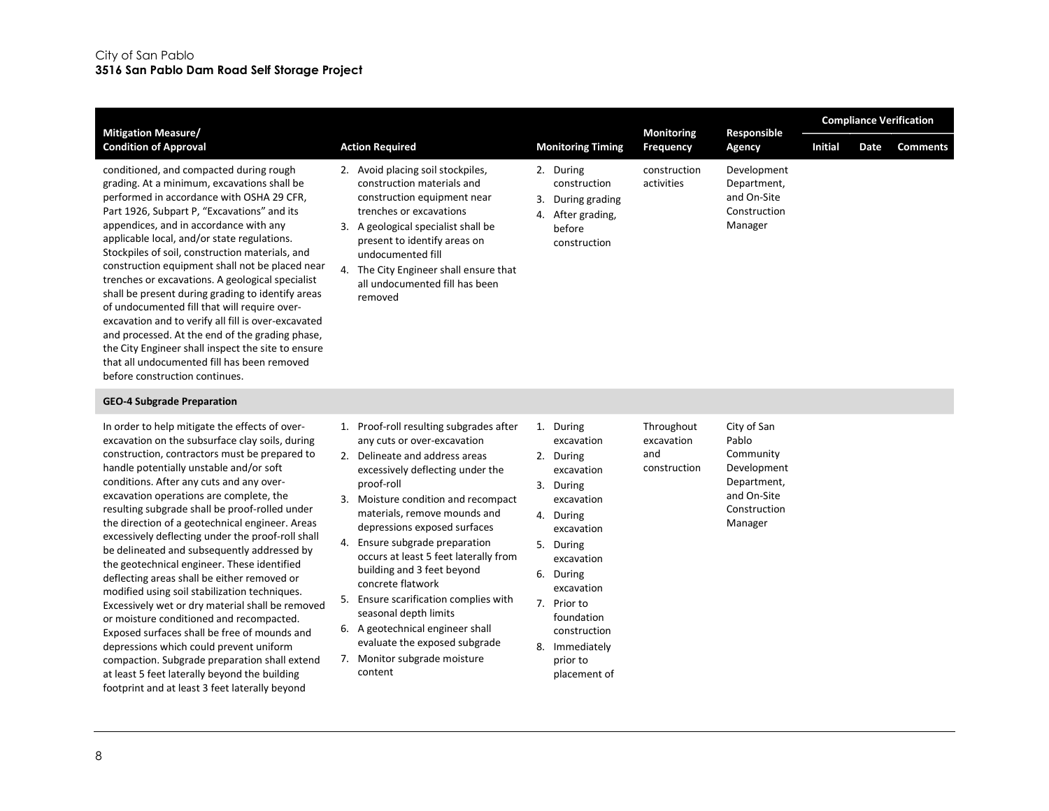| Mitigation Measure/ Condition of Approval | Action Required | Monitoring Timing | Monitoring Frequency | Responsible Agency | Compliance Verification | | |
|---|---|---|---|---|---|---|---|
| | | | | | Initial | Date | Comments |
| conditioned, and compacted during rough grading. At a minimum, excavations shall be performed in accordance with OSHA 29 CFR, Part 1926, Subpart P, "Excavations" and its appendices, and in accordance with any applicable local, and/or state regulations. Stockpiles of soil, construction materials, and construction equipment shall not be placed near trenches or excavations. A geological specialist shall be present during grading to identify areas of undocumented fill that will require over-excavation and to verify all fill is over-excavated and processed. At the end of the grading phase, the City Engineer shall inspect the site to ensure that all undocumented fill has been removed before construction continues. | 2. Avoid placing soil stockpiles, construction materials and construction equipment near trenches or excavations<br>3. A geological specialist shall be present to identify areas on undocumented fill<br>4. The City Engineer shall ensure that all undocumented fill has been removed | 2. During construction<br>3. During grading<br>4. After grading, before construction | construction activities | Development Department, and On-Site Construction Manager | | | |
| **GEO-4 Subgrade Preparation** | | | | | | | |
| In order to help mitigate the effects of over-excavation on the subsurface clay soils, during construction, contractors must be prepared to handle potentially unstable and/or soft conditions. After any cuts and any over-excavation operations are complete, the resulting subgrade shall be proof-rolled under the direction of a geotechnical engineer. Areas excessively deflecting under the proof-roll shall be delineated and subsequently addressed by the geotechnical engineer. These identified deflecting areas shall be either removed or modified using soil stabilization techniques. Excessively wet or dry material shall be removed or moisture conditioned and recompacted. Exposed surfaces shall be free of mounds and depressions which could prevent uniform compaction. Subgrade preparation shall extend at least 5 feet laterally beyond the building footprint and at least 3 feet laterally beyond | 1. Proof-roll resulting subgrades after any cuts or over-excavation<br>2. Delineate and address areas excessively deflecting under the proof-roll<br>3. Moisture condition and recompact materials, remove mounds and depressions exposed surfaces<br>4. Ensure subgrade preparation occurs at least 5 feet laterally from building and 3 feet beyond concrete flatwork<br>5. Ensure scarification complies with seasonal depth limits<br>6. A geotechnical engineer shall evaluate the exposed subgrade<br>7. Monitor subgrade moisture content | 1. During excavation<br>2. During excavation<br>3. During excavation<br>4. During excavation<br>5. During excavation<br>6. During excavation<br>7. Prior to foundation construction<br>8. Immediately prior to placement of | Throughout excavation and construction | City of San Pablo Community Development Department, and On-Site Construction Manager | | | |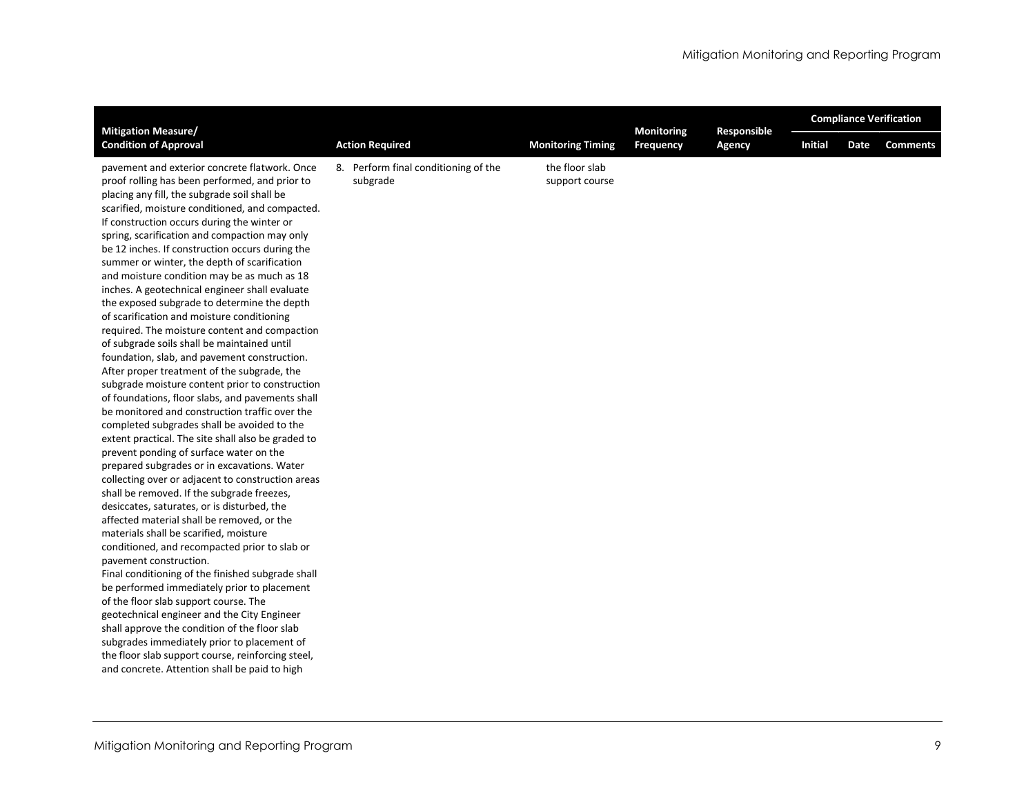| Mitigation Measure/ Condition of Approval | Action Required | Monitoring Timing | Monitoring Frequency | Responsible Agency | Compliance Verification | | |
|---|---|---|---|---|---|---|---|
| | | | | | Initial | Date | Comments |
| pavement and exterior concrete flatwork. Once proof rolling has been performed, and prior to placing any fill, the subgrade soil shall be scarified, moisture conditioned, and compacted. If construction occurs during the winter or spring, scarification and compaction may only be 12 inches. If construction occurs during the summer or winter, the depth of scarification and moisture condition may be as much as 18 inches. A geotechnical engineer shall evaluate the exposed subgrade to determine the depth of scarification and moisture conditioning required. The moisture content and compaction of subgrade soils shall be maintained until foundation, slab, and pavement construction. After proper treatment of the subgrade, the subgrade moisture content prior to construction of foundations, floor slabs, and pavements shall be monitored and construction traffic over the completed subgrades shall be avoided to the extent practical. The site shall also be graded to prevent ponding of surface water on the prepared subgrades or in excavations. Water collecting over or adjacent to construction areas shall be removed. If the subgrade freezes, desiccates, saturates, or is disturbed, the affected material shall be removed, or the materials shall be scarified, moisture conditioned, and recompacted prior to slab or pavement construction.<br>Final conditioning of the finished subgrade shall be performed immediately prior to placement of the floor slab support course. The geotechnical engineer and the City Engineer shall approve the condition of the floor slab subgrades immediately prior to placement of the floor slab support course, reinforcing steel, and concrete. Attention shall be paid to high | 8. Perform final conditioning of the subgrade | the floor slab support course | | | | | |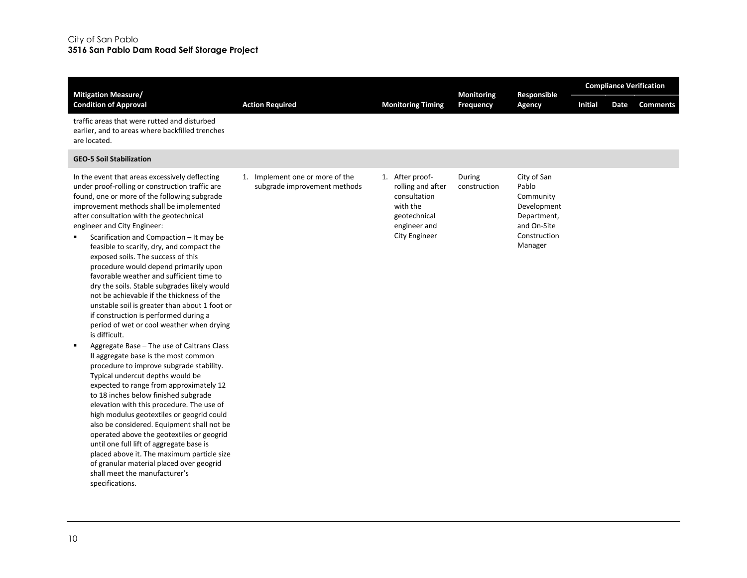| Mitigation Measure/ Condition of Approval | Action Required | Monitoring Timing | Monitoring Frequency | Responsible Agency | Compliance Verification | | |
|---|---|---|---|---|---|---|---|
| | | | | | Initial | Date | Comments |
| traffic areas that were rutted and disturbed earlier, and to areas where backfilled trenches are located. | | | | | | | |
| **GEO-5 Soil Stabilization** | | | | | | | |
| In the event that areas excessively deflecting under proof-rolling or construction traffic are found, one or more of the following subgrade improvement methods shall be implemented after consultation with the geotechnical engineer and City Engineer:<br>▪ Scarification and Compaction – It may be feasible to scarify, dry, and compact the exposed soils. The success of this procedure would depend primarily upon favorable weather and sufficient time to dry the soils. Stable subgrades likely would not be achievable if the thickness of the unstable soil is greater than about 1 foot or if construction is performed during a period of wet or cool weather when drying is difficult.<br>▪ Aggregate Base – The use of Caltrans Class II aggregate base is the most common procedure to improve subgrade stability. Typical undercut depths would be expected to range from approximately 12 to 18 inches below finished subgrade elevation with this procedure. The use of high modulus geotextiles or geogrid could also be considered. Equipment shall not be operated above the geotextiles or geogrid until one full lift of aggregate base is placed above it. The maximum particle size of granular material placed over geogrid shall meet the manufacturer's specifications. | 1. Implement one or more of the subgrade improvement methods | 1. After proof-rolling and after consultation with the geotechnical engineer and City Engineer | During construction | City of San Pablo Community Development Department, and On-Site Construction Manager | | | |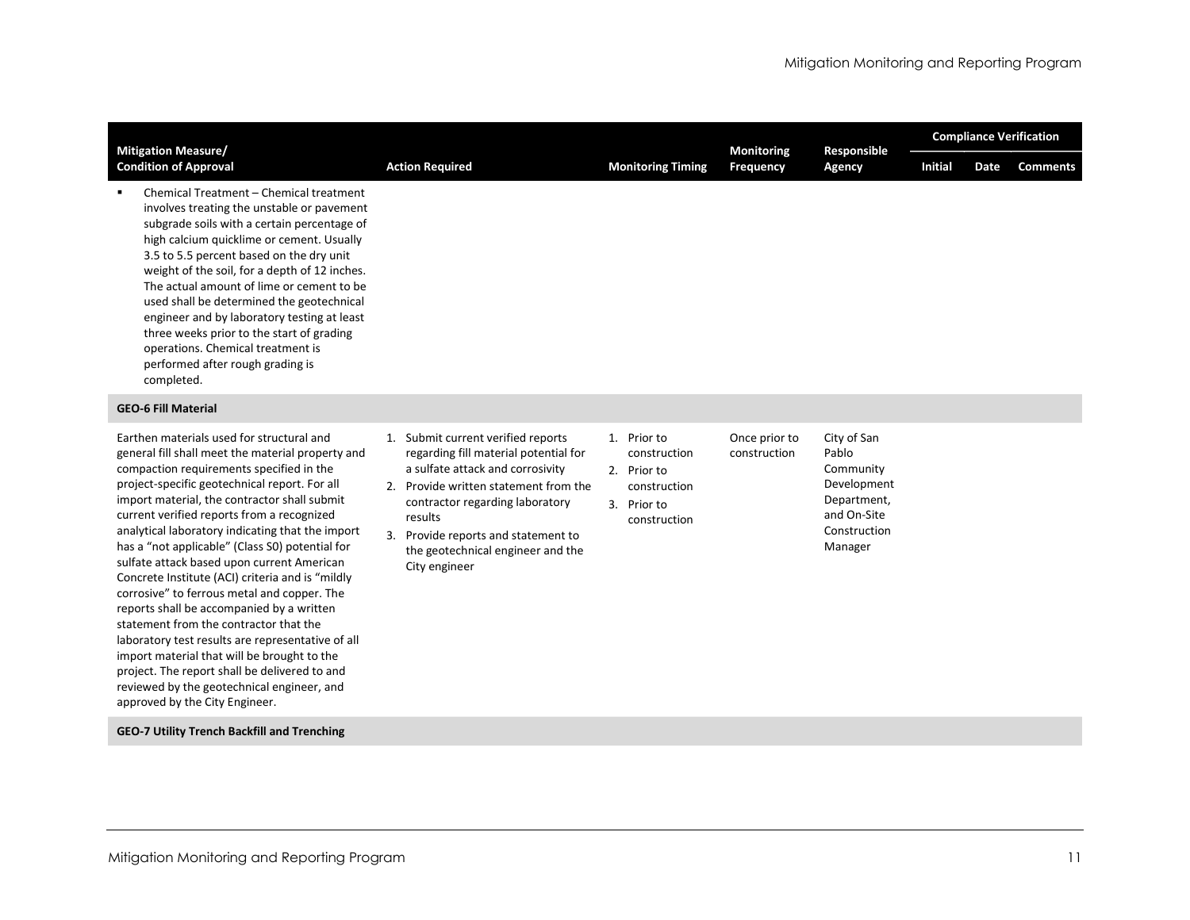| Mitigation Measure/ Condition of Approval | Action Required | Monitoring Timing | Monitoring Frequency | Responsible Agency | Compliance Verification | | |
|---|---|---|---|---|---|---|---|
| | | | | | Initial | Date | Comments |
| ▪ Chemical Treatment – Chemical treatment involves treating the unstable or pavement subgrade soils with a certain percentage of high calcium quicklime or cement. Usually 3.5 to 5.5 percent based on the dry unit weight of the soil, for a depth of 12 inches. The actual amount of lime or cement to be used shall be determined the geotechnical engineer and by laboratory testing at least three weeks prior to the start of grading operations. Chemical treatment is performed after rough grading is completed. | | | | | | | |
| **GEO-6 Fill Material** | | | | | | | |
| Earthen materials used for structural and general fill shall meet the material property and compaction requirements specified in the project-specific geotechnical report. For all import material, the contractor shall submit current verified reports from a recognized analytical laboratory indicating that the import has a "not applicable" (Class S0) potential for sulfate attack based upon current American Concrete Institute (ACI) criteria and is "mildly corrosive" to ferrous metal and copper. The reports shall be accompanied by a written statement from the contractor that the laboratory test results are representative of all import material that will be brought to the project. The report shall be delivered to and reviewed by the geotechnical engineer, and approved by the City Engineer. | 1. Submit current verified reports regarding fill material potential for a sulfate attack and corrosivity<br>2. Provide written statement from the contractor regarding laboratory results<br>3. Provide reports and statement to the geotechnical engineer and the City engineer | 1. Prior to construction<br>2. Prior to construction<br>3. Prior to construction | Once prior to construction | City of San Pablo Community Development Department, and On-Site Construction Manager | | | |
| **GEO-7 Utility Trench Backfill and Trenching** | | | | | | | |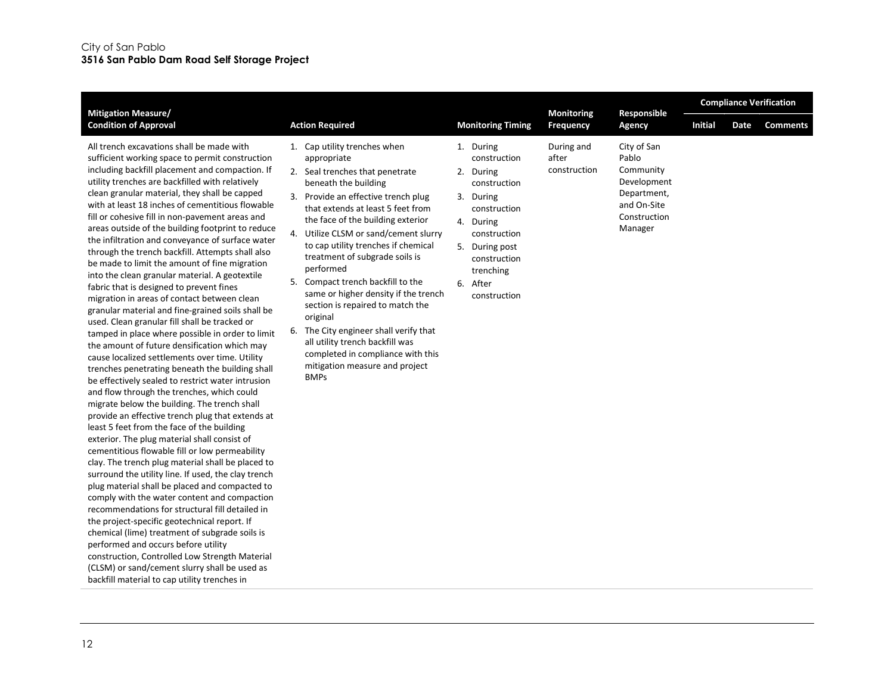| Mitigation Measure/ Condition of Approval | Action Required | Monitoring Timing | Monitoring Frequency | Responsible Agency | Compliance Verification | | |
|---|---|---|---|---|---|---|---|
| | | | | | Initial | Date | Comments |
| All trench excavations shall be made with sufficient working space to permit construction including backfill placement and compaction. If utility trenches are backfilled with relatively clean granular material, they shall be capped with at least 18 inches of cementitious flowable fill or cohesive fill in non-pavement areas and areas outside of the building footprint to reduce the infiltration and conveyance of surface water through the trench backfill. Attempts shall also be made to limit the amount of fine migration into the clean granular material. A geotextile fabric that is designed to prevent fines migration in areas of contact between clean granular material and fine-grained soils shall be used. Clean granular fill shall be tracked or tamped in place where possible in order to limit the amount of future densification which may cause localized settlements over time. Utility trenches penetrating beneath the building shall be effectively sealed to restrict water intrusion and flow through the trenches, which could migrate below the building. The trench shall provide an effective trench plug that extends at least 5 feet from the face of the building exterior. The plug material shall consist of cementitious flowable fill or low permeability clay. The trench plug material shall be placed to surround the utility line. If used, the clay trench plug material shall be placed and compacted to comply with the water content and compaction recommendations for structural fill detailed in the project-specific geotechnical report. If chemical (lime) treatment of subgrade soils is performed and occurs before utility construction, Controlled Low Strength Material (CLSM) or sand/cement slurry shall be used as backfill material to cap utility trenches in | 1. Cap utility trenches when appropriate<br>2. Seal trenches that penetrate beneath the building<br>3. Provide an effective trench plug that extends at least 5 feet from the face of the building exterior<br>4. Utilize CLSM or sand/cement slurry to cap utility trenches if chemical treatment of subgrade soils is performed<br>5. Compact trench backfill to the same or higher density if the trench section is repaired to match the original<br>6. The City engineer shall verify that all utility trench backfill was completed in compliance with this mitigation measure and project BMPs | 1. During construction<br>2. During construction<br>3. During construction<br>4. During construction<br>5. During post construction trenching<br>6. After construction | During and after construction | City of San Pablo Community Development Department, and On-Site Construction Manager | | | |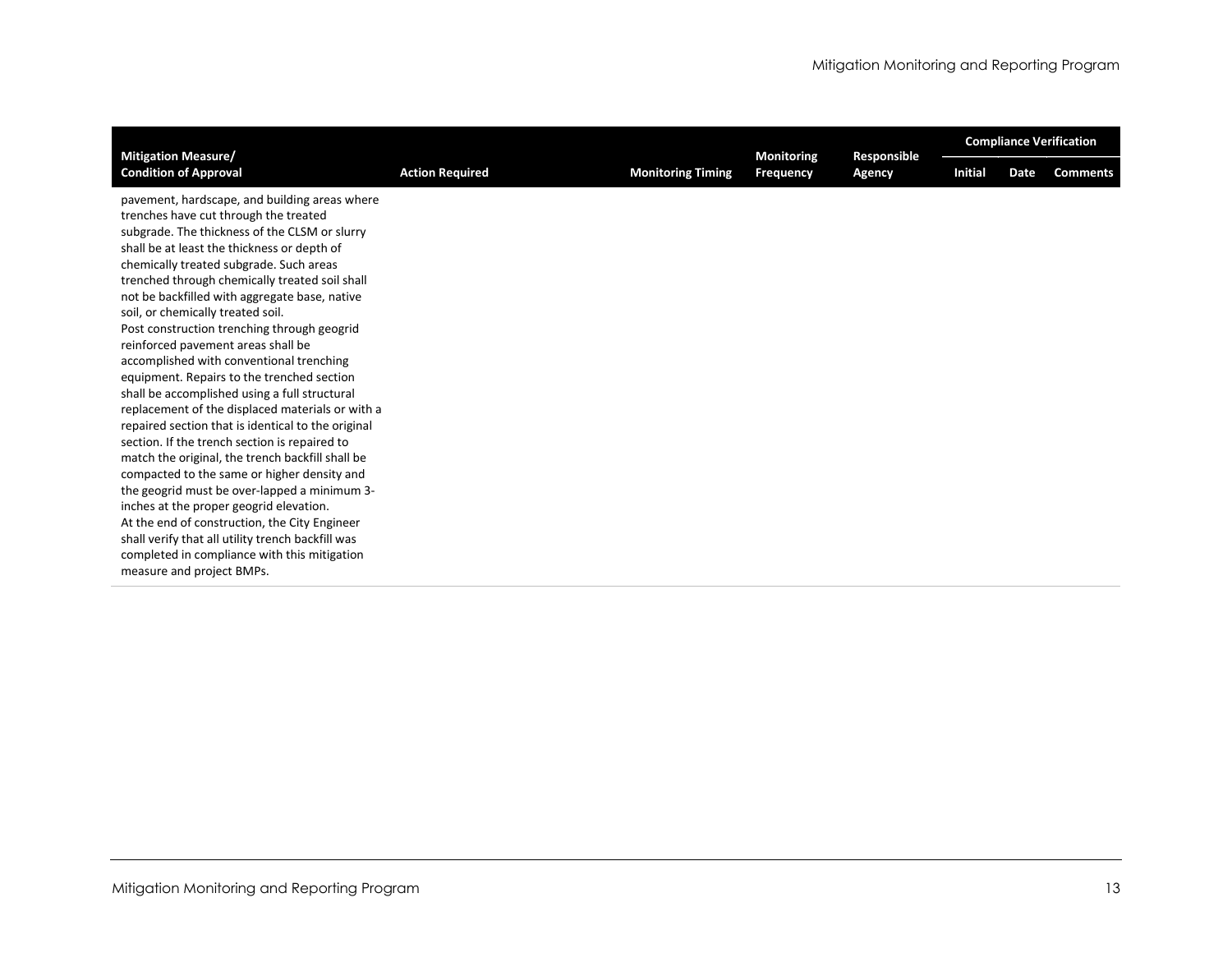| Mitigation Measure/ Condition of Approval | Action Required | Monitoring Timing | Monitoring Frequency | Responsible Agency | Compliance Verification | | |
|---|---|---|---|---|---|---|---|
| | | | | | Initial | Date | Comments |
| pavement, hardscape, and building areas where trenches have cut through the treated subgrade. The thickness of the CLSM or slurry shall be at least the thickness or depth of chemically treated subgrade. Such areas trenched through chemically treated soil shall not be backfilled with aggregate base, native soil, or chemically treated soil.<br>Post construction trenching through geogrid reinforced pavement areas shall be accomplished with conventional trenching equipment. Repairs to the trenched section shall be accomplished using a full structural replacement of the displaced materials or with a repaired section that is identical to the original section. If the trench section is repaired to match the original, the trench backfill shall be compacted to the same or higher density and the geogrid must be over-lapped a minimum 3-inches at the proper geogrid elevation.<br>At the end of construction, the City Engineer shall verify that all utility trench backfill was completed in compliance with this mitigation measure and project BMPs. | | | | | | | |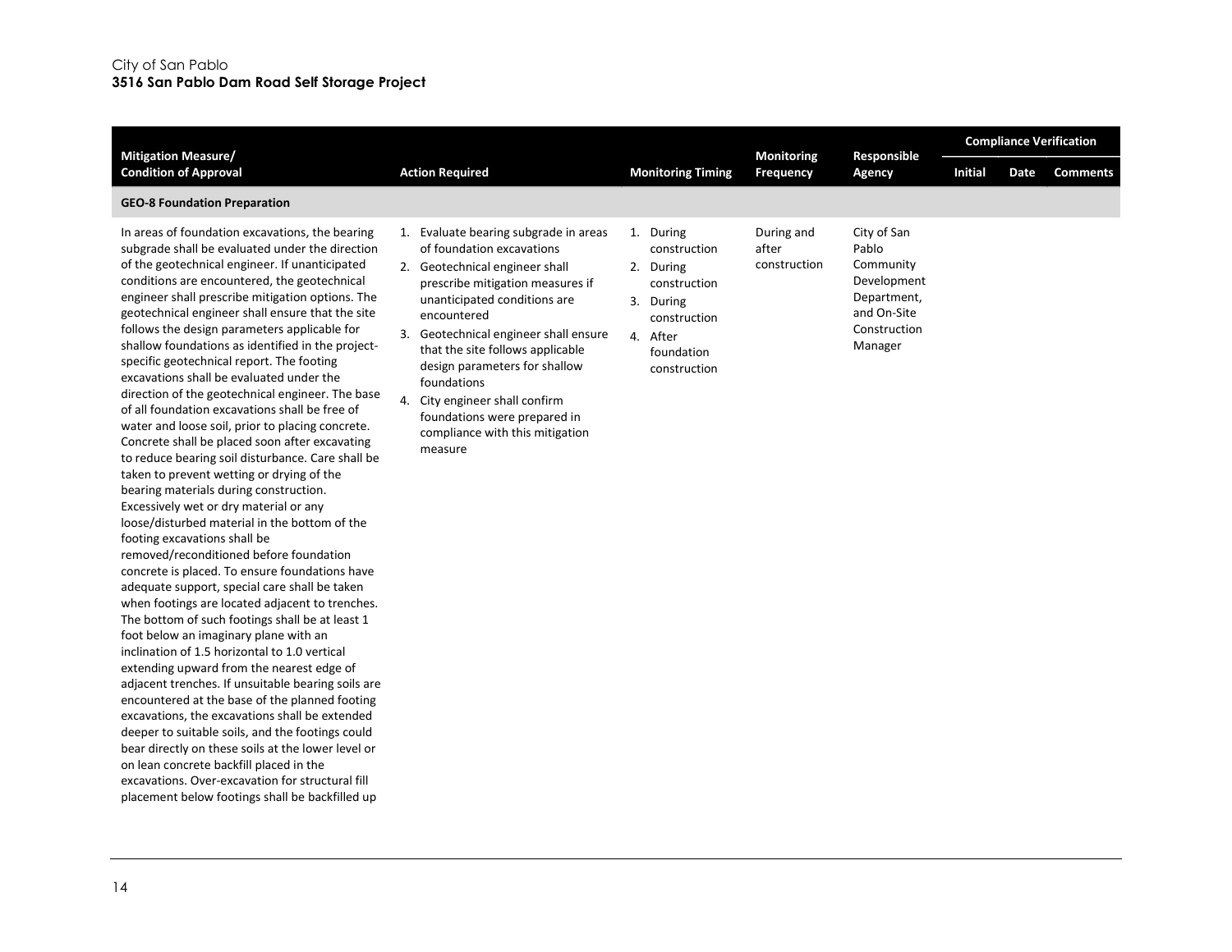| Mitigation Measure/ Condition of Approval | Action Required | Monitoring Timing | Monitoring Frequency | Responsible Agency | Compliance Verification | | |
|---|---|---|---|---|---|---|---|
| | | | | | Initial | Date | Comments |
| **GEO-8 Foundation Preparation** | | | | | | | |
| In areas of foundation excavations, the bearing subgrade shall be evaluated under the direction of the geotechnical engineer. If unanticipated conditions are encountered, the geotechnical engineer shall prescribe mitigation options. The geotechnical engineer shall ensure that the site follows the design parameters applicable for shallow foundations as identified in the project-specific geotechnical report. The footing excavations shall be evaluated under the direction of the geotechnical engineer. The base of all foundation excavations shall be free of water and loose soil, prior to placing concrete. Concrete shall be placed soon after excavating to reduce bearing soil disturbance. Care shall be taken to prevent wetting or drying of the bearing materials during construction. Excessively wet or dry material or any loose/disturbed material in the bottom of the footing excavations shall be removed/reconditioned before foundation concrete is placed. To ensure foundations have adequate support, special care shall be taken when footings are located adjacent to trenches. The bottom of such footings shall be at least 1 foot below an imaginary plane with an inclination of 1.5 horizontal to 1.0 vertical extending upward from the nearest edge of adjacent trenches. If unsuitable bearing soils are encountered at the base of the planned footing excavations, the excavations shall be extended deeper to suitable soils, and the footings could bear directly on these soils at the lower level or on lean concrete backfill placed in the excavations. Over-excavation for structural fill placement below footings shall be backfilled up | 1. Evaluate bearing subgrade in areas of foundation excavations<br>2. Geotechnical engineer shall prescribe mitigation measures if unanticipated conditions are encountered<br>3. Geotechnical engineer shall ensure that the site follows applicable design parameters for shallow foundations<br>4. City engineer shall confirm foundations were prepared in compliance with this mitigation measure | 1. During construction<br>2. During construction<br>3. During construction<br>4. After foundation construction | During and after construction | City of San Pablo Community Development Department, and On-Site Construction Manager | | | |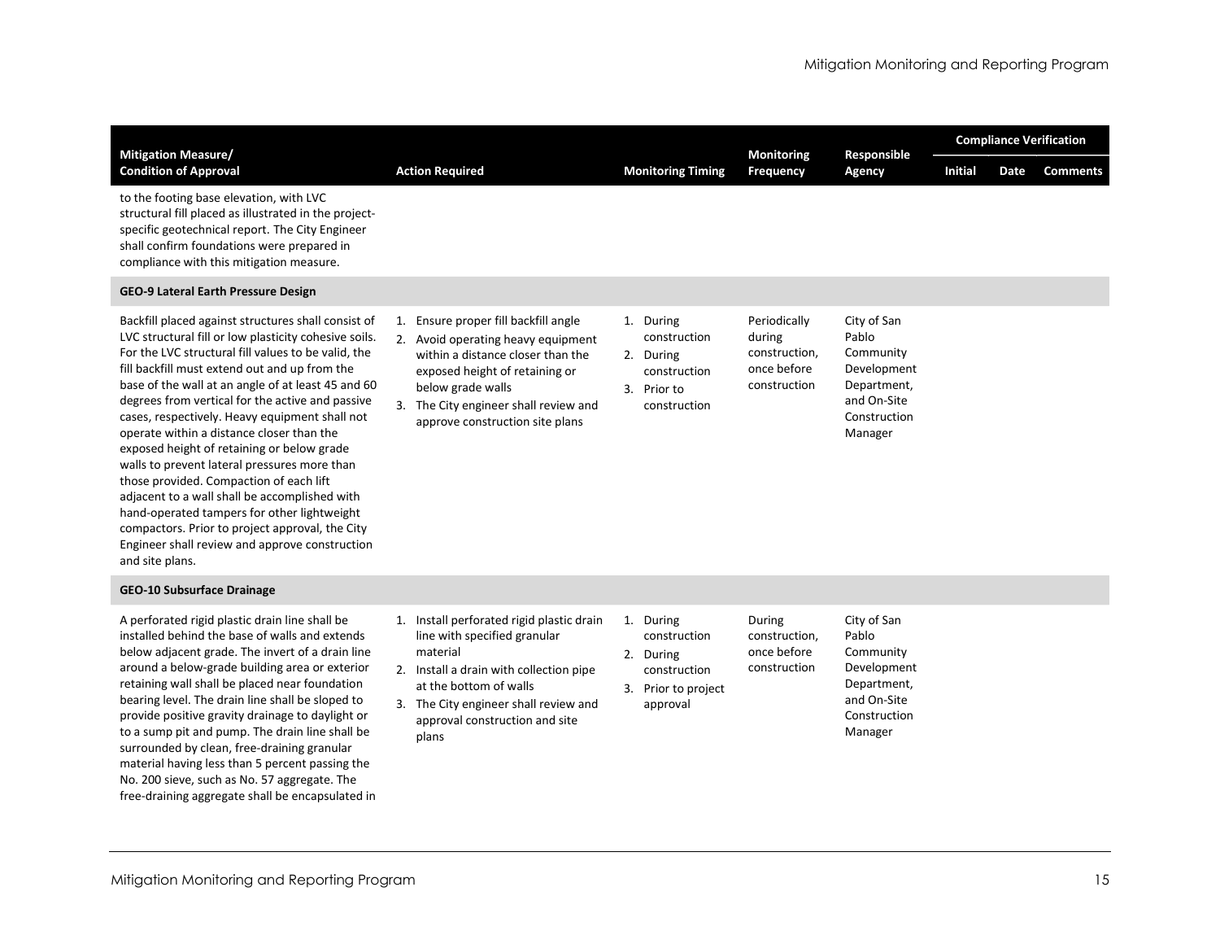| Mitigation Measure/ Condition of Approval | Action Required | Monitoring Timing | Monitoring Frequency | Responsible Agency | Compliance Verification | | |
|---|---|---|---|---|---|---|---|
| | | | | | Initial | Date | Comments |
| to the footing base elevation, with LVC structural fill placed as illustrated in the project-specific geotechnical report. The City Engineer shall confirm foundations were prepared in compliance with this mitigation measure. | | | | | | | |
| **GEO-9 Lateral Earth Pressure Design** | | | | | | | |
| Backfill placed against structures shall consist of LVC structural fill or low plasticity cohesive soils. For the LVC structural fill values to be valid, the fill backfill must extend out and up from the base of the wall at an angle of at least 45 and 60 degrees from vertical for the active and passive cases, respectively. Heavy equipment shall not operate within a distance closer than the exposed height of retaining or below grade walls to prevent lateral pressures more than those provided. Compaction of each lift adjacent to a wall shall be accomplished with hand-operated tampers for other lightweight compactors. Prior to project approval, the City Engineer shall review and approve construction and site plans. | 1. Ensure proper fill backfill angle<br>2. Avoid operating heavy equipment within a distance closer than the exposed height of retaining or below grade walls<br>3. The City engineer shall review and approve construction site plans | 1. During construction<br>2. During construction<br>3. Prior to construction | Periodically during construction, once before construction | City of San Pablo Community Development Department, and On-Site Construction Manager | | | |
| **GEO-10 Subsurface Drainage** | | | | | | | |
| A perforated rigid plastic drain line shall be installed behind the base of walls and extends below adjacent grade. The invert of a drain line around a below-grade building area or exterior retaining wall shall be placed near foundation bearing level. The drain line shall be sloped to provide positive gravity drainage to daylight or to a sump pit and pump. The drain line shall be surrounded by clean, free-draining granular material having less than 5 percent passing the No. 200 sieve, such as No. 57 aggregate. The free-draining aggregate shall be encapsulated in | 1. Install perforated rigid plastic drain line with specified granular material<br>2. Install a drain with collection pipe at the bottom of walls<br>3. The City engineer shall review and approval construction and site plans | 1. During construction<br>2. During construction<br>3. Prior to project approval | During construction, once before construction | City of San Pablo Community Development Department, and On-Site Construction Manager | | | |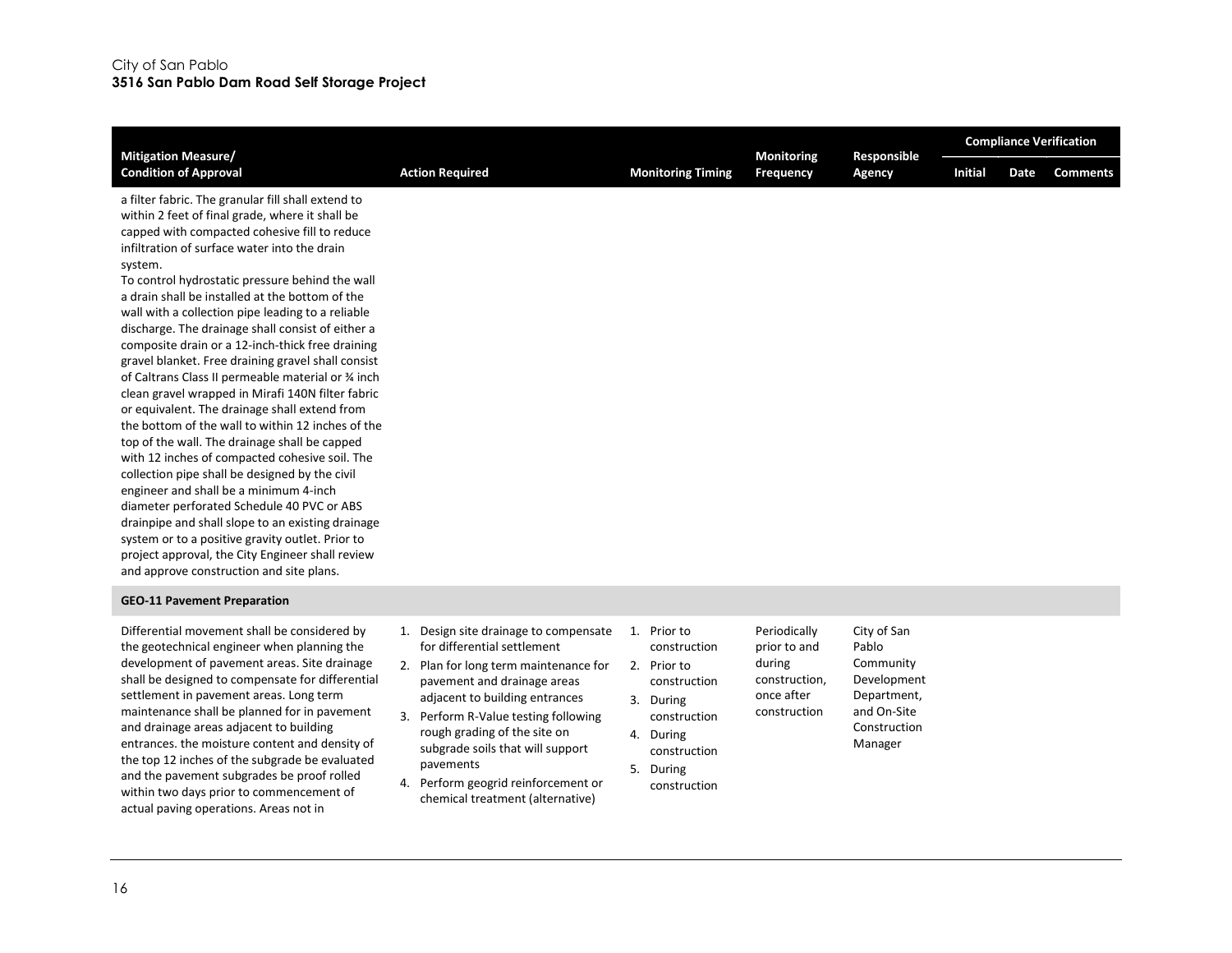| Mitigation Measure/ Condition of Approval | Action Required | Monitoring Timing | Monitoring Frequency | Responsible Agency | Compliance Verification | | |
|---|---|---|---|---|---|---|---|
| | | | | | Initial | Date | Comments |
| a filter fabric. The granular fill shall extend to within 2 feet of final grade, where it shall be capped with compacted cohesive fill to reduce infiltration of surface water into the drain system.<br>To control hydrostatic pressure behind the wall a drain shall be installed at the bottom of the wall with a collection pipe leading to a reliable discharge. The drainage shall consist of either a composite drain or a 12-inch-thick free draining gravel blanket. Free draining gravel shall consist of Caltrans Class II permeable material or ¾ inch clean gravel wrapped in Mirafi 140N filter fabric or equivalent. The drainage shall extend from the bottom of the wall to within 12 inches of the top of the wall. The drainage shall be capped with 12 inches of compacted cohesive soil. The collection pipe shall be designed by the civil engineer and shall be a minimum 4-inch diameter perforated Schedule 40 PVC or ABS drainpipe and shall slope to an existing drainage system or to a positive gravity outlet. Prior to project approval, the City Engineer shall review and approve construction and site plans. | | | | | | | |
| **GEO-11 Pavement Preparation** | | | | | | | |
| Differential movement shall be considered by the geotechnical engineer when planning the development of pavement areas. Site drainage shall be designed to compensate for differential settlement in pavement areas. Long term maintenance shall be planned for in pavement and drainage areas adjacent to building entrances. the moisture content and density of the top 12 inches of the subgrade be evaluated and the pavement subgrades be proof rolled within two days prior to commencement of actual paving operations. Areas not in | 1. Design site drainage to compensate for differential settlement<br>2. Plan for long term maintenance for pavement and drainage areas adjacent to building entrances<br>3. Perform R-Value testing following rough grading of the site on subgrade soils that will support pavements<br>4. Perform geogrid reinforcement or chemical treatment (alternative) | 1. Prior to construction<br>2. Prior to construction<br>3. During construction<br>4. During construction<br>5. During construction | Periodically prior to and during construction, once after construction | City of San Pablo Community Development Department, and On-Site Construction Manager | | | |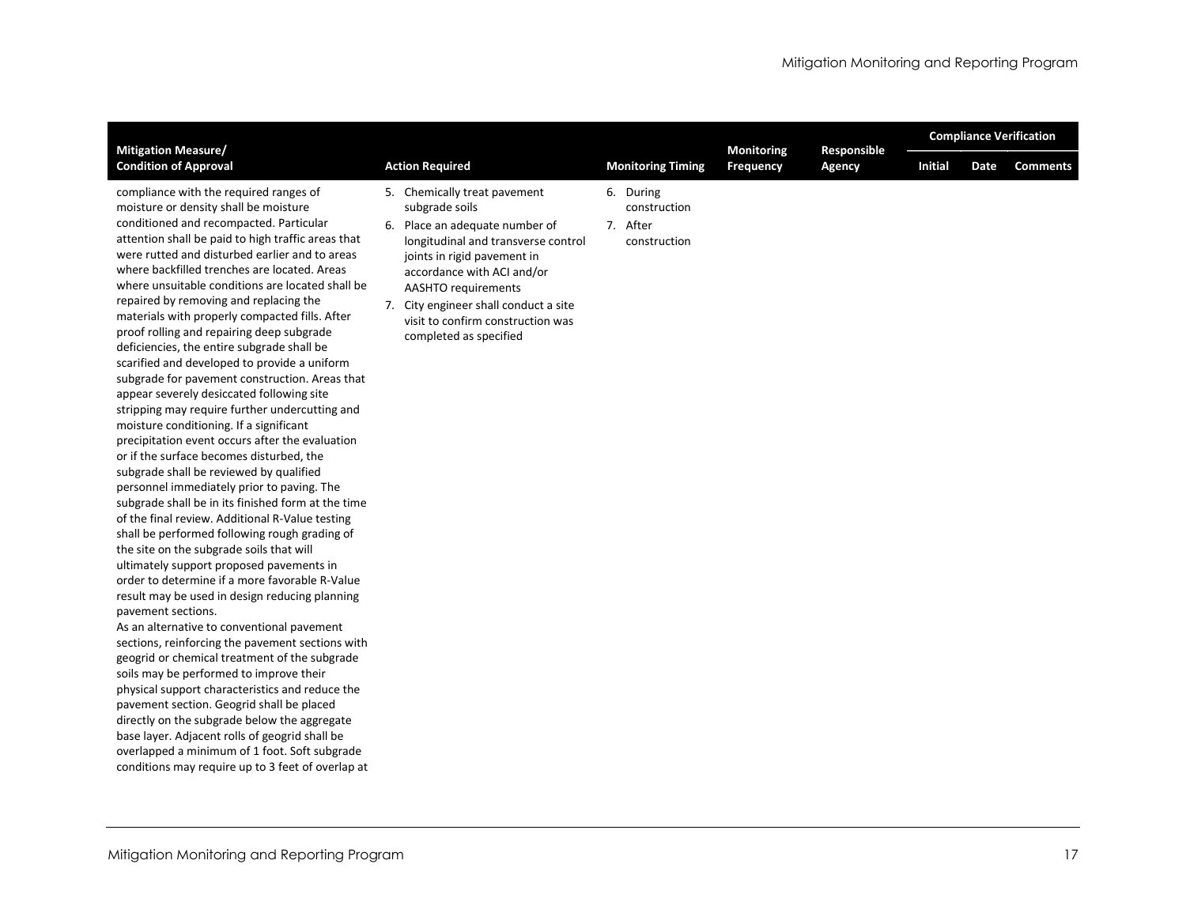| Mitigation Measure/ Condition of Approval | Action Required | Monitoring Timing | Monitoring Frequency | Responsible Agency | Compliance Verification | | |
|---|---|---|---|---|---|---|---|
| | | | | | Initial | Date | Comments |
| compliance with the required ranges of moisture or density shall be moisture conditioned and recompacted. Particular attention shall be paid to high traffic areas that were rutted and disturbed earlier and to areas where backfilled trenches are located. Areas where unsuitable conditions are located shall be repaired by removing and replacing the materials with properly compacted fills. After proof rolling and repairing deep subgrade deficiencies, the entire subgrade shall be scarified and developed to provide a uniform subgrade for pavement construction. Areas that appear severely desiccated following site stripping may require further undercutting and moisture conditioning. If a significant precipitation event occurs after the evaluation or if the surface becomes disturbed, the subgrade shall be reviewed by qualified personnel immediately prior to paving. The subgrade shall be in its finished form at the time of the final review. Additional R-Value testing shall be performed following rough grading of the site on the subgrade soils that will ultimately support proposed pavements in order to determine if a more favorable R-Value result may be used in design reducing planning pavement sections.<br>As an alternative to conventional pavement sections, reinforcing the pavement sections with geogrid or chemical treatment of the subgrade soils may be performed to improve their physical support characteristics and reduce the pavement section. Geogrid shall be placed directly on the subgrade below the aggregate base layer. Adjacent rolls of geogrid shall be overlapped a minimum of 1 foot. Soft subgrade conditions may require up to 3 feet of overlap at | 5. Chemically treat pavement subgrade soils<br>6. Place an adequate number of longitudinal and transverse control joints in rigid pavement in accordance with ACI and/or AASHTO requirements<br>7. City engineer shall conduct a site visit to confirm construction was completed as specified | 6. During construction<br>7. After construction | | | | | |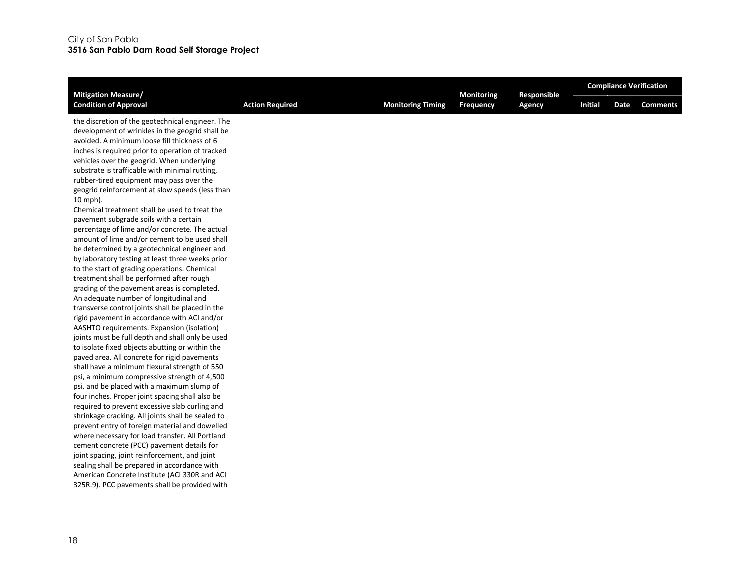| Mitigation Measure/ Condition of Approval | Action Required | Monitoring Timing | Monitoring Frequency | Responsible Agency | Compliance Verification | | |
|---|---|---|---|---|---|---|---|
| | | | | | Initial | Date | Comments |
| the discretion of the geotechnical engineer. The development of wrinkles in the geogrid shall be avoided. A minimum loose fill thickness of 6 inches is required prior to operation of tracked vehicles over the geogrid. When underlying substrate is trafficable with minimal rutting, rubber-tired equipment may pass over the geogrid reinforcement at slow speeds (less than 10 mph).<br>Chemical treatment shall be used to treat the pavement subgrade soils with a certain percentage of lime and/or concrete. The actual amount of lime and/or cement to be used shall be determined by a geotechnical engineer and by laboratory testing at least three weeks prior to the start of grading operations. Chemical treatment shall be performed after rough grading of the pavement areas is completed.<br>An adequate number of longitudinal and transverse control joints shall be placed in the rigid pavement in accordance with ACI and/or AASHTO requirements. Expansion (isolation) joints must be full depth and shall only be used to isolate fixed objects abutting or within the paved area. All concrete for rigid pavements shall have a minimum flexural strength of 550 psi, a minimum compressive strength of 4,500 psi. and be placed with a maximum slump of four inches. Proper joint spacing shall also be required to prevent excessive slab curling and shrinkage cracking. All joints shall be sealed to prevent entry of foreign material and dowelled where necessary for load transfer. All Portland cement concrete (PCC) pavement details for joint spacing, joint reinforcement, and joint sealing shall be prepared in accordance with American Concrete Institute (ACI 330R and ACI 325R.9). PCC pavements shall be provided with | | | | | | | |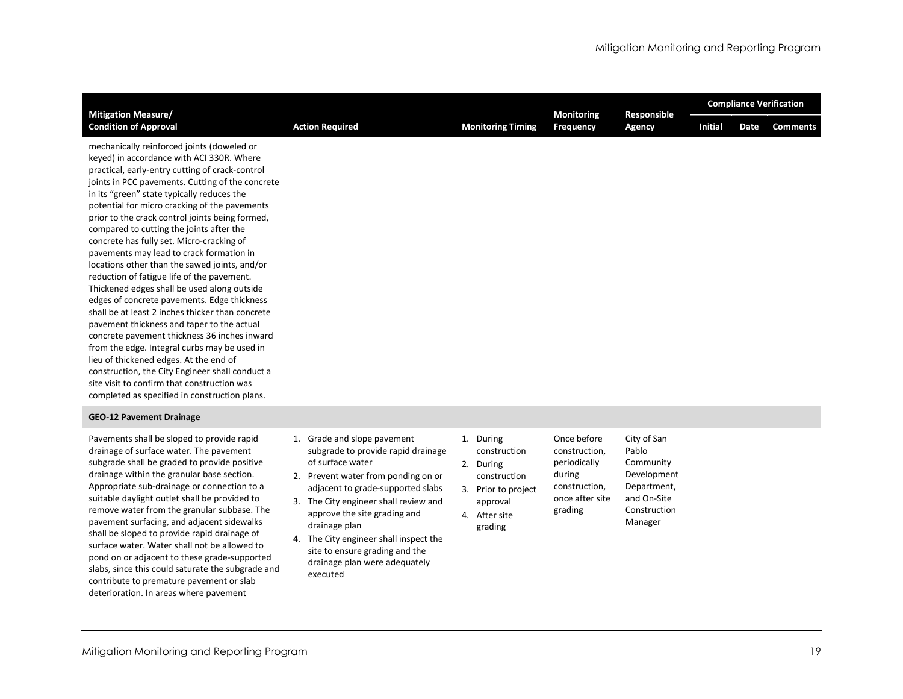| Mitigation Measure/ Condition of Approval | Action Required | Monitoring Timing | Monitoring Frequency | Responsible Agency | Compliance Verification | | |
|---|---|---|---|---|---|---|---|
| | | | | | Initial | Date | Comments |
| mechanically reinforced joints (doweled or keyed) in accordance with ACI 330R. Where practical, early-entry cutting of crack-control joints in PCC pavements. Cutting of the concrete in its "green" state typically reduces the potential for micro cracking of the pavements prior to the crack control joints being formed, compared to cutting the joints after the concrete has fully set. Micro-cracking of pavements may lead to crack formation in locations other than the sawed joints, and/or reduction of fatigue life of the pavement. Thickened edges shall be used along outside edges of concrete pavements. Edge thickness shall be at least 2 inches thicker than concrete pavement thickness and taper to the actual concrete pavement thickness 36 inches inward from the edge. Integral curbs may be used in lieu of thickened edges. At the end of construction, the City Engineer shall conduct a site visit to confirm that construction was completed as specified in construction plans. | | | | | | | |
| **GEO-12 Pavement Drainage** | | | | | | | |
| Pavements shall be sloped to provide rapid drainage of surface water. The pavement subgrade shall be graded to provide positive drainage within the granular base section. Appropriate sub-drainage or connection to a suitable daylight outlet shall be provided to remove water from the granular subbase. The pavement surfacing, and adjacent sidewalks shall be sloped to provide rapid drainage of surface water. Water shall not be allowed to pond on or adjacent to these grade-supported slabs, since this could saturate the subgrade and contribute to premature pavement or slab deterioration. In areas where pavement | 1. Grade and slope pavement subgrade to provide rapid drainage of surface water<br>2. Prevent water from ponding on or adjacent to grade-supported slabs<br>3. The City engineer shall review and approve the site grading and drainage plan<br>4. The City engineer shall inspect the site to ensure grading and the drainage plan were adequately executed | 1. During construction<br>2. During construction<br>3. Prior to project approval<br>4. After site grading | Once before construction, periodically during construction, once after site grading | City of San Pablo Community Development Department, and On-Site Construction Manager | | | |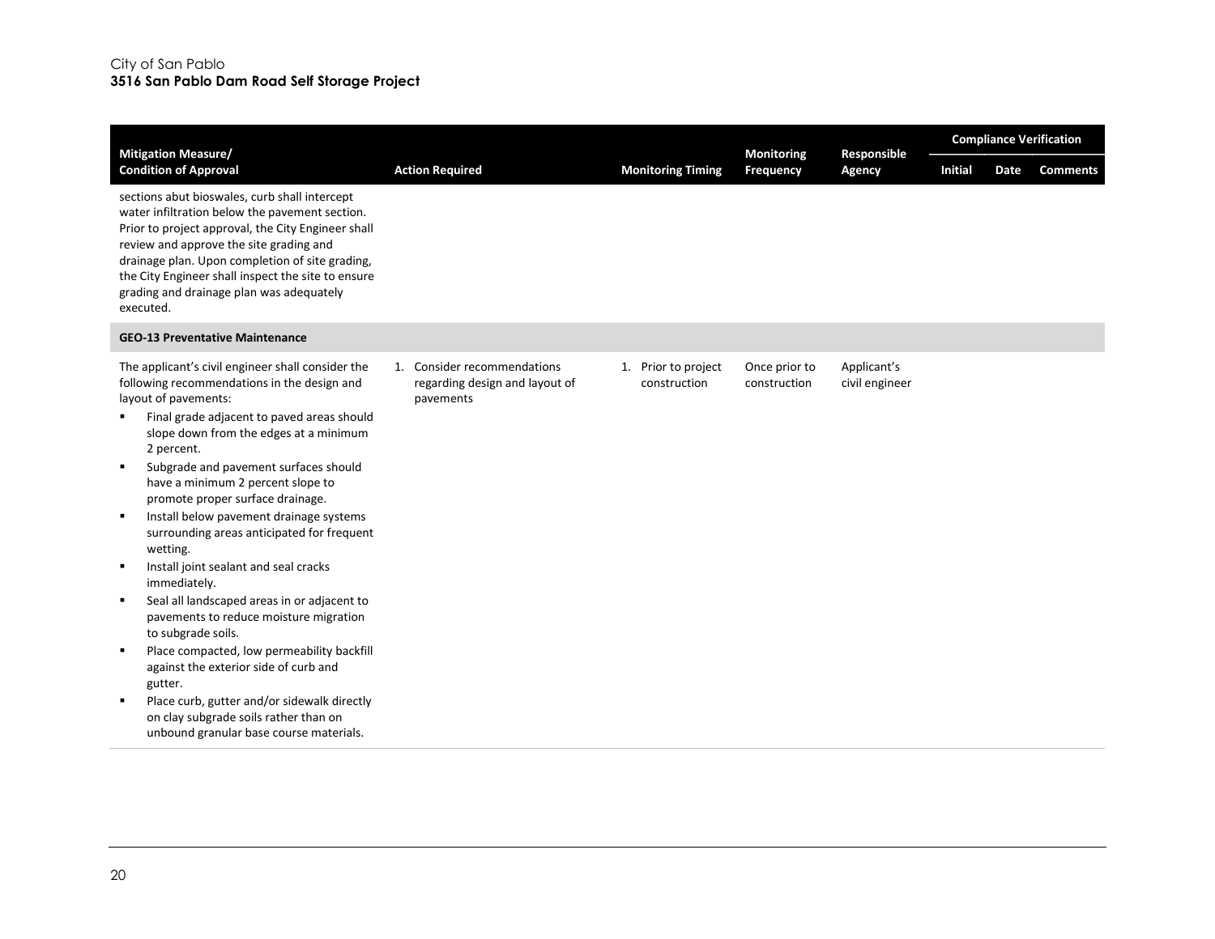| Mitigation Measure/ Condition of Approval | Action Required | Monitoring Timing | Monitoring Frequency | Responsible Agency | Compliance Verification | | |
|---|---|---|---|---|---|---|---|
| | | | | | Initial | Date | Comments |
| sections abut bioswales, curb shall intercept water infiltration below the pavement section. Prior to project approval, the City Engineer shall review and approve the site grading and drainage plan. Upon completion of site grading, the City Engineer shall inspect the site to ensure grading and drainage plan was adequately executed. | | | | | | | |
| **GEO-13 Preventative Maintenance** | | | | | | | |
| The applicant's civil engineer shall consider the following recommendations in the design and layout of pavements:<br>▪ Final grade adjacent to paved areas should slope down from the edges at a minimum 2 percent.<br>▪ Subgrade and pavement surfaces should have a minimum 2 percent slope to promote proper surface drainage.<br>▪ Install below pavement drainage systems surrounding areas anticipated for frequent wetting.<br>▪ Install joint sealant and seal cracks immediately.<br>▪ Seal all landscaped areas in or adjacent to pavements to reduce moisture migration to subgrade soils.<br>▪ Place compacted, low permeability backfill against the exterior side of curb and gutter.<br>▪ Place curb, gutter and/or sidewalk directly on clay subgrade soils rather than on unbound granular base course materials. | 1. Consider recommendations regarding design and layout of pavements | 1. Prior to project construction | Once prior to construction | Applicant's civil engineer | | | |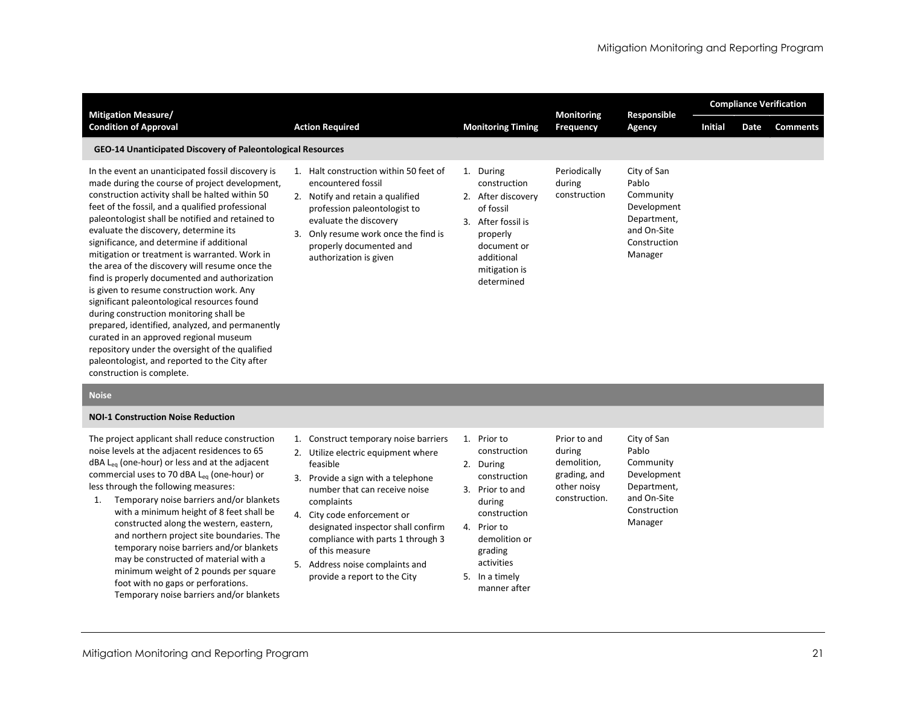| Mitigation Measure/ Condition of Approval | Action Required | Monitoring Timing | Monitoring Frequency | Responsible Agency | Compliance Verification | | |
|---|---|---|---|---|---|---|---|
| | | | | | Initial | Date | Comments |
| **GEO-14 Unanticipated Discovery of Paleontological Resources** | | | | | | | |
| In the event an unanticipated fossil discovery is made during the course of project development, construction activity shall be halted within 50 feet of the fossil, and a qualified professional paleontologist shall be notified and retained to evaluate the discovery, determine its significance, and determine if additional mitigation or treatment is warranted. Work in the area of the discovery will resume once the find is properly documented and authorization is given to resume construction work. Any significant paleontological resources found during construction monitoring shall be prepared, identified, analyzed, and permanently curated in an approved regional museum repository under the oversight of the qualified paleontologist, and reported to the City after construction is complete. | 1. Halt construction within 50 feet of encountered fossil<br>2. Notify and retain a qualified profession paleontologist to evaluate the discovery<br>3. Only resume work once the find is properly documented and authorization is given | 1. During construction<br>2. After discovery of fossil<br>3. After fossil is properly document or additional mitigation is determined | Periodically during construction | City of San Pablo Community Development Department, and On-Site Construction Manager | | | |
| **Noise** | | | | | | | |
| **NOI-1 Construction Noise Reduction** | | | | | | | |
| The project applicant shall reduce construction noise levels at the adjacent residences to 65 dBA $L_{eq}$ (one-hour) or less and at the adjacent commercial uses to 70 dBA $L_{eq}$ (one-hour) or less through the following measures:<br>1. Temporary noise barriers and/or blankets with a minimum height of 8 feet shall be constructed along the western, eastern, and northern project site boundaries. The temporary noise barriers and/or blankets may be constructed of material with a minimum weight of 2 pounds per square foot with no gaps or perforations. Temporary noise barriers and/or blankets | 1. Construct temporary noise barriers<br>2. Utilize electric equipment where feasible<br>3. Provide a sign with a telephone number that can receive noise complaints<br>4. City code enforcement or designated inspector shall confirm compliance with parts 1 through 3 of this measure<br>5. Address noise complaints and provide a report to the City | 1. Prior to construction<br>2. During construction<br>3. Prior to and during construction<br>4. Prior to demolition or grading activities<br>5. In a timely manner after | Prior to and during demolition, grading, and other noisy construction. | City of San Pablo Community Development Department, and On-Site Construction Manager | | | |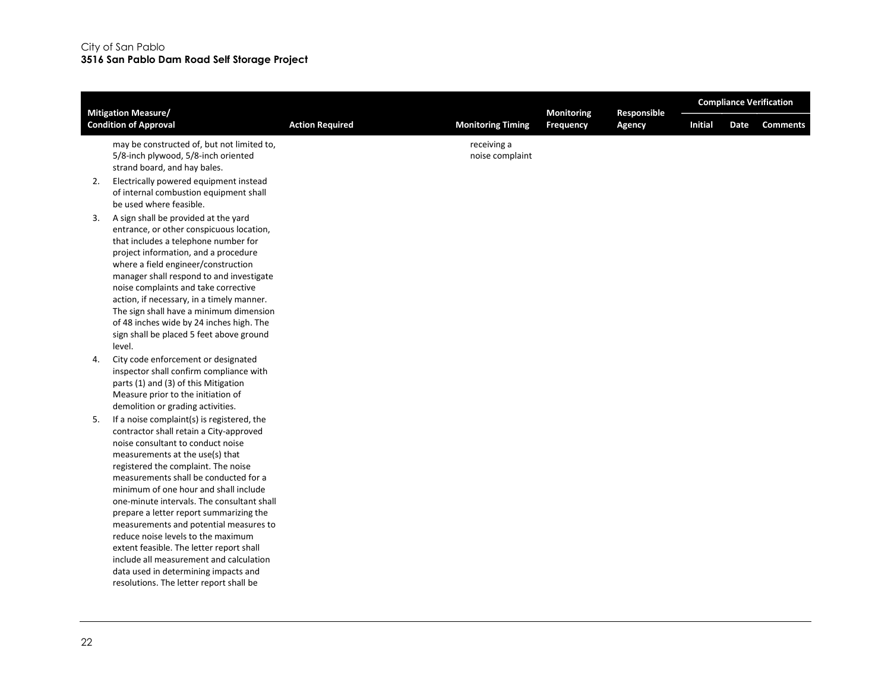| Mitigation Measure/ Condition of Approval | Action Required | Monitoring Timing | Monitoring Frequency | Responsible Agency | Compliance Verification | | |
|---|---|---|---|---|---|---|---|
| | | | | | Initial | Date | Comments |
| may be constructed of, but not limited to, 5/8-inch plywood, 5/8-inch oriented strand board, and hay bales.<br>2. Electrically powered equipment instead of internal combustion equipment shall be used where feasible.<br>3. A sign shall be provided at the yard entrance, or other conspicuous location, that includes a telephone number for project information, and a procedure where a field engineer/construction manager shall respond to and investigate noise complaints and take corrective action, if necessary, in a timely manner. The sign shall have a minimum dimension of 48 inches wide by 24 inches high. The sign shall be placed 5 feet above ground level.<br>4. City code enforcement or designated inspector shall confirm compliance with parts (1) and (3) of this Mitigation Measure prior to the initiation of demolition or grading activities.<br>5. If a noise complaint(s) is registered, the contractor shall retain a City-approved noise consultant to conduct noise measurements at the use(s) that registered the complaint. The noise measurements shall be conducted for a minimum of one hour and shall include one-minute intervals. The consultant shall prepare a letter report summarizing the measurements and potential measures to reduce noise levels to the maximum extent feasible. The letter report shall include all measurement and calculation data used in determining impacts and resolutions. The letter report shall be | | receiving a noise complaint | | | | | |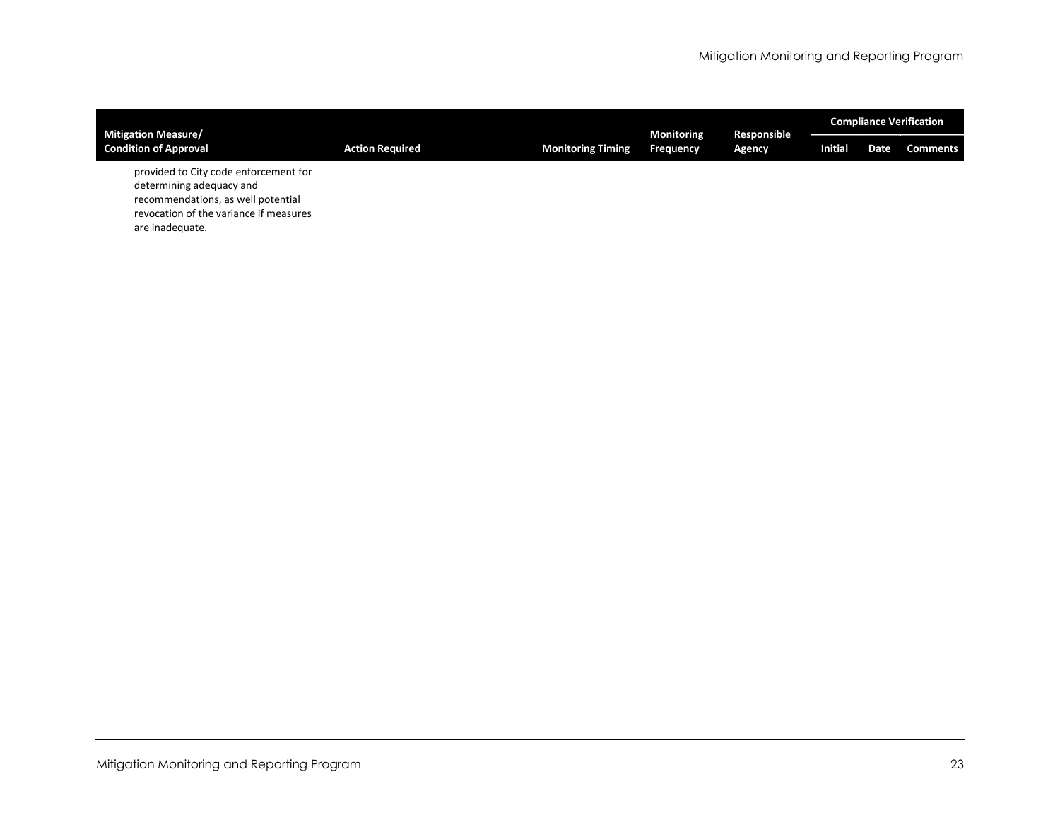| Mitigation Measure/ Condition of Approval | Action Required | Monitoring Timing | Monitoring Frequency | Responsible Agency | Compliance Verification | | |
|---|---|---|---|---|---|---|---|
| | | | | | Initial | Date | Comments |
| provided to City code enforcement for determining adequacy and recommendations, as well potential revocation of the variance if measures are inadequate. | | | | | | | |